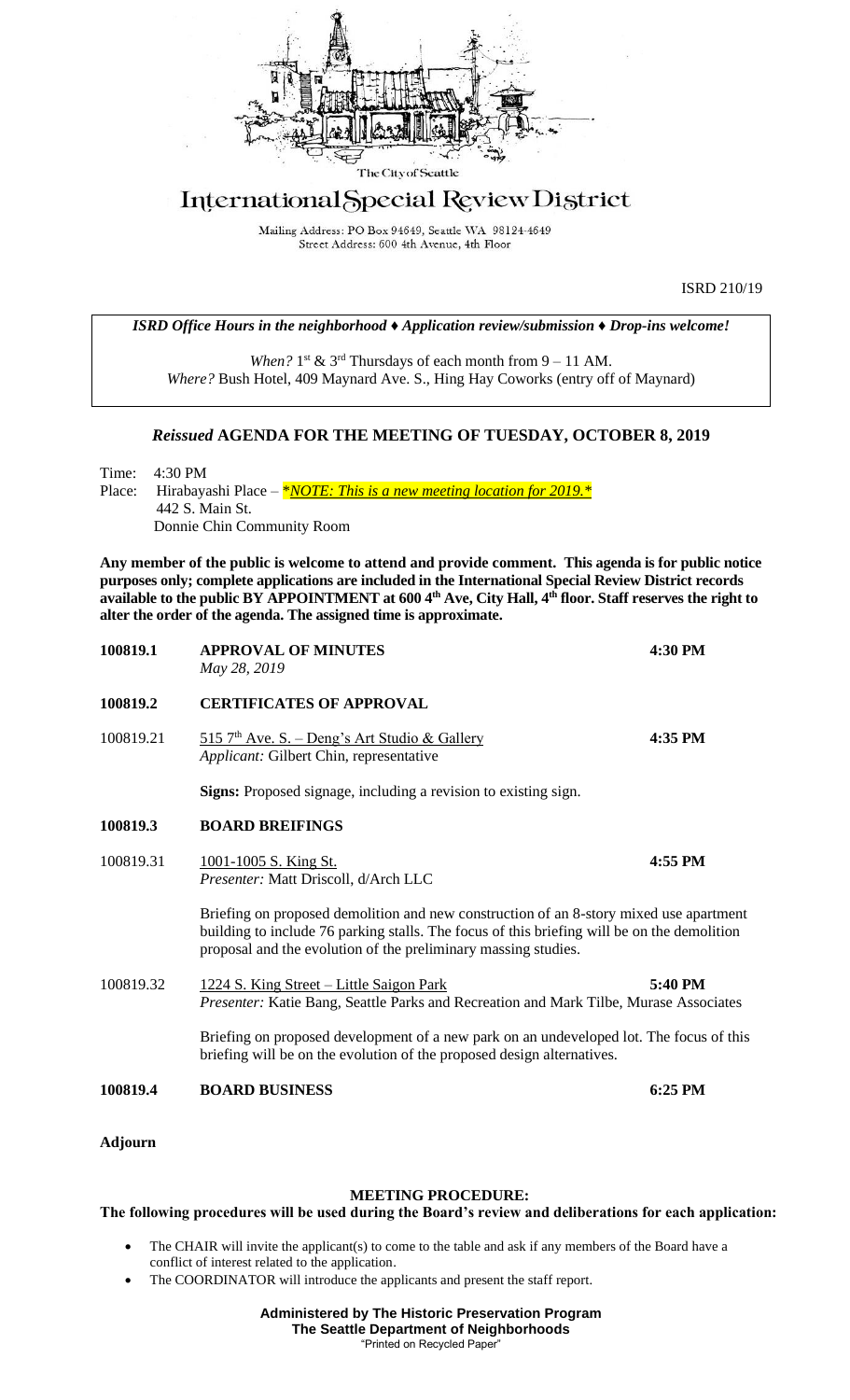The City of Seattle

# International Special Review District

Mailing Address: PO Box 94649, Seattle WA 98124-4649
Street Address: 600 4th Avenue, 4th Floor

ISRD 210/19

***ISRD Office Hours in the neighborhood ♦ Application review/submission ♦ Drop-ins welcome!***

*When?* 1st & 3rd Thursdays of each month from 9 – 11 AM.
*Where?* Bush Hotel, 409 Maynard Ave. S., Hing Hay Coworks (entry off of Maynard)

## *Reissued* AGENDA FOR THE MEETING OF TUESDAY, OCTOBER 8, 2019

Time: 4:30 PM
Place: Hirabayashi Place – *\*NOTE: This is a new meeting location for 2019.\**
442 S. Main St.
Donnie Chin Community Room

**Any member of the public is welcome to attend and provide comment. This agenda is for public notice purposes only; complete applications are included in the International Special Review District records available to the public BY APPOINTMENT at 600 4th Ave, City Hall, 4th floor. Staff reserves the right to alter the order of the agenda. The assigned time is approximate.**

**100819.1 APPROVAL OF MINUTES** **4:30 PM**
*May 28, 2019*

**100819.2 CERTIFICATES OF APPROVAL**

100819.21 515 7th Ave. S. – Deng's Art Studio & Gallery **4:35 PM**
*Applicant:* Gilbert Chin, representative

**Signs:** Proposed signage, including a revision to existing sign.

**100819.3 BOARD BREIFINGS**

100819.31 1001-1005 S. King St. **4:55 PM**
*Presenter:* Matt Driscoll, d/Arch LLC

Briefing on proposed demolition and new construction of an 8-story mixed use apartment building to include 76 parking stalls. The focus of this briefing will be on the demolition proposal and the evolution of the preliminary massing studies.

100819.32 1224 S. King Street – Little Saigon Park **5:40 PM**
*Presenter:* Katie Bang, Seattle Parks and Recreation and Mark Tilbe, Murase Associates

Briefing on proposed development of a new park on an undeveloped lot. The focus of this briefing will be on the evolution of the proposed design alternatives.

**100819.4 BOARD BUSINESS** **6:25 PM**

**Adjourn**

### MEETING PROCEDURE:

**The following procedures will be used during the Board's review and deliberations for each application:**

- The CHAIR will invite the applicant(s) to come to the table and ask if any members of the Board have a conflict of interest related to the application.
- The COORDINATOR will introduce the applicants and present the staff report.

**Administered by The Historic Preservation Program**
**The Seattle Department of Neighborhoods**
"Printed on Recycled Paper"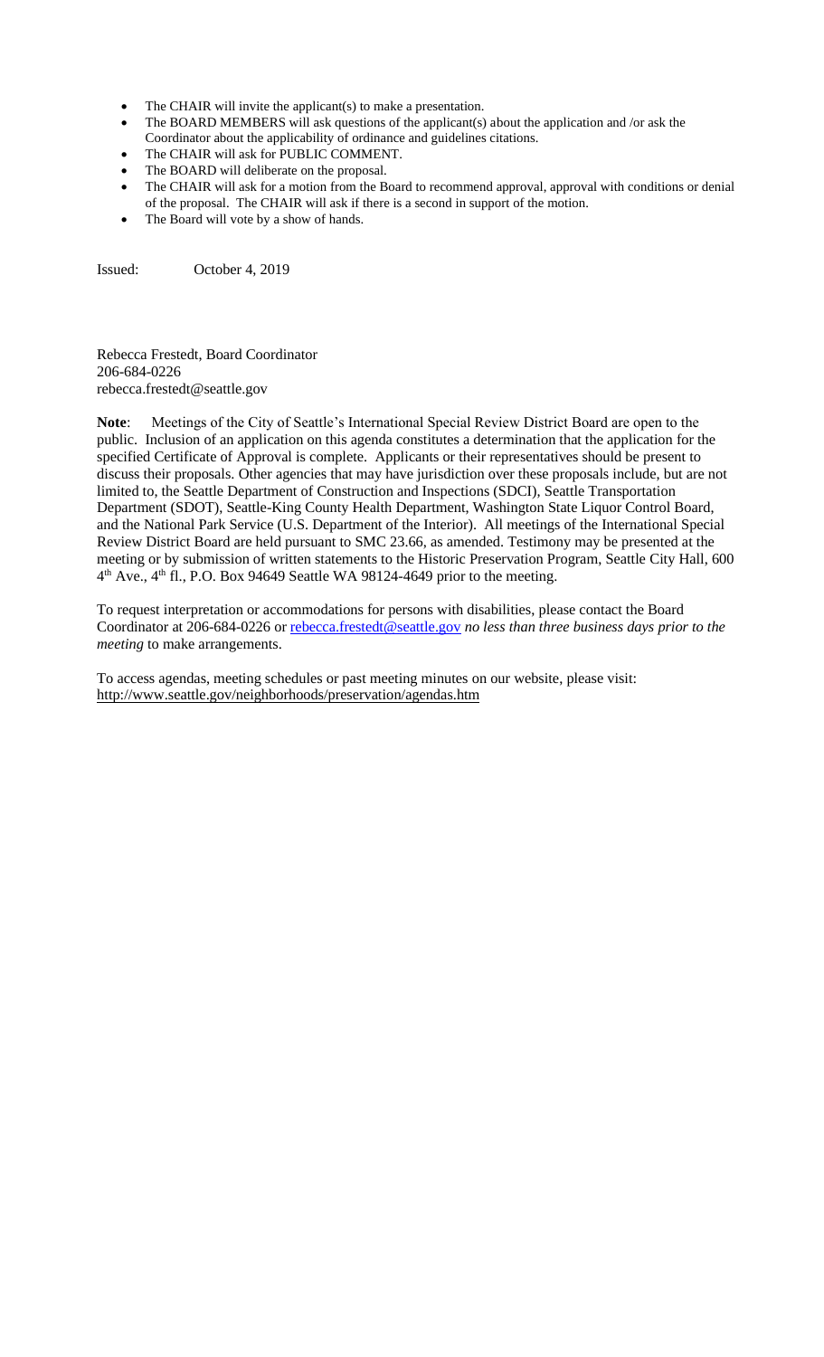- The CHAIR will invite the applicant(s) to make a presentation.
- The BOARD MEMBERS will ask questions of the applicant(s) about the application and /or ask the Coordinator about the applicability of ordinance and guidelines citations.
- The CHAIR will ask for PUBLIC COMMENT.
- The BOARD will deliberate on the proposal.
- The CHAIR will ask for a motion from the Board to recommend approval, approval with conditions or denial of the proposal. The CHAIR will ask if there is a second in support of the motion.
- The Board will vote by a show of hands.

Issued: October 4, 2019

Rebecca Frestedt, Board Coordinator
206-684-0226
rebecca.frestedt@seattle.gov

**Note**: Meetings of the City of Seattle's International Special Review District Board are open to the public. Inclusion of an application on this agenda constitutes a determination that the application for the specified Certificate of Approval is complete. Applicants or their representatives should be present to discuss their proposals. Other agencies that may have jurisdiction over these proposals include, but are not limited to, the Seattle Department of Construction and Inspections (SDCI), Seattle Transportation Department (SDOT), Seattle-King County Health Department, Washington State Liquor Control Board, and the National Park Service (U.S. Department of the Interior). All meetings of the International Special Review District Board are held pursuant to SMC 23.66, as amended. Testimony may be presented at the meeting or by submission of written statements to the Historic Preservation Program, Seattle City Hall, 600 4th Ave., 4th fl., P.O. Box 94649 Seattle WA 98124-4649 prior to the meeting.

To request interpretation or accommodations for persons with disabilities, please contact the Board Coordinator at 206-684-0226 or rebecca.frestedt@seattle.gov *no less than three business days prior to the meeting* to make arrangements.

To access agendas, meeting schedules or past meeting minutes on our website, please visit: http://www.seattle.gov/neighborhoods/preservation/agendas.htm